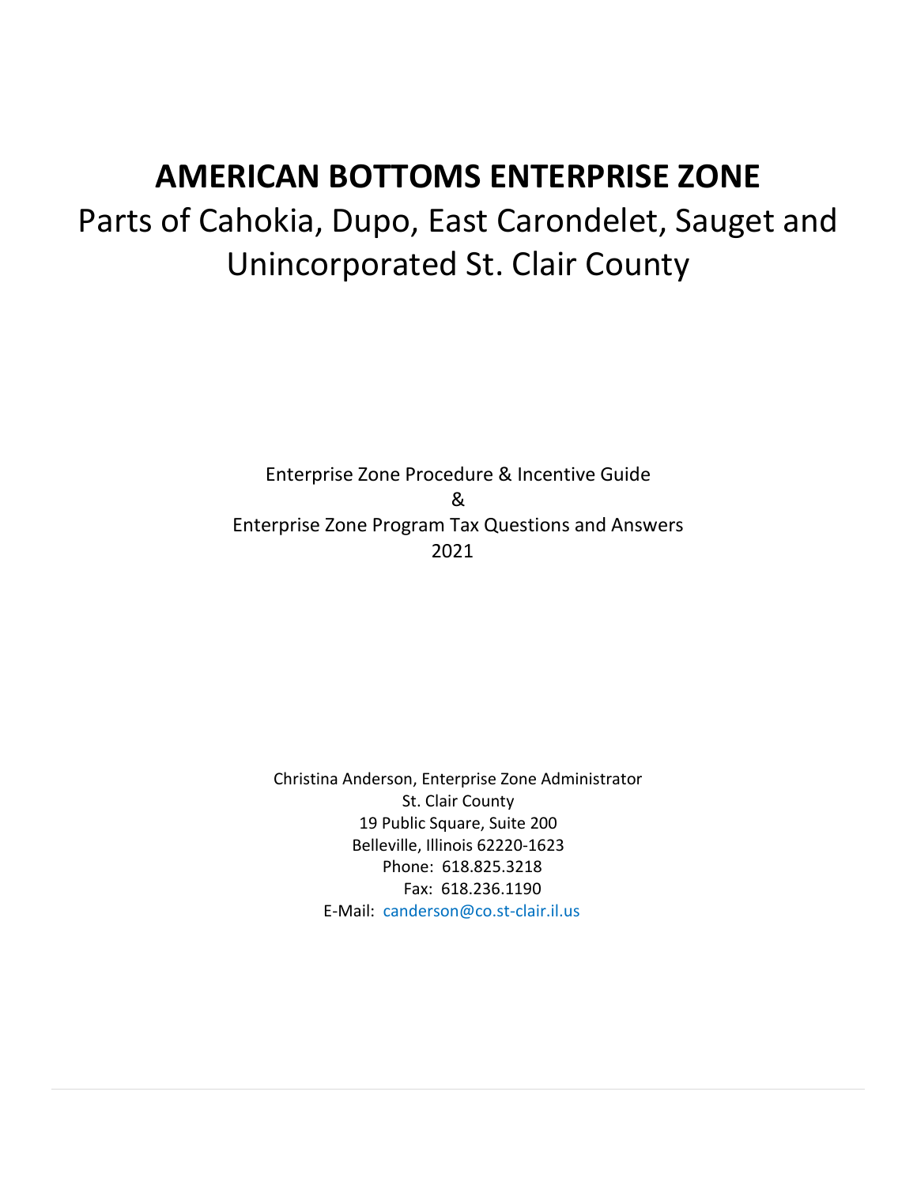# AMERICAN BOTTOMS ENTERPRISE ZONE

Parts of Cahokia, Dupo, East Carondelet, Sauget and Unincorporated St. Clair County

Enterprise Zone Procedure & Incentive Guide
&
Enterprise Zone Program Tax Questions and Answers
2021

Christina Anderson, Enterprise Zone Administrator
St. Clair County
19 Public Square, Suite 200
Belleville, Illinois 62220-1623
Phone: 618.825.3218
Fax: 618.236.1190
E-Mail: canderson@co.st-clair.il.us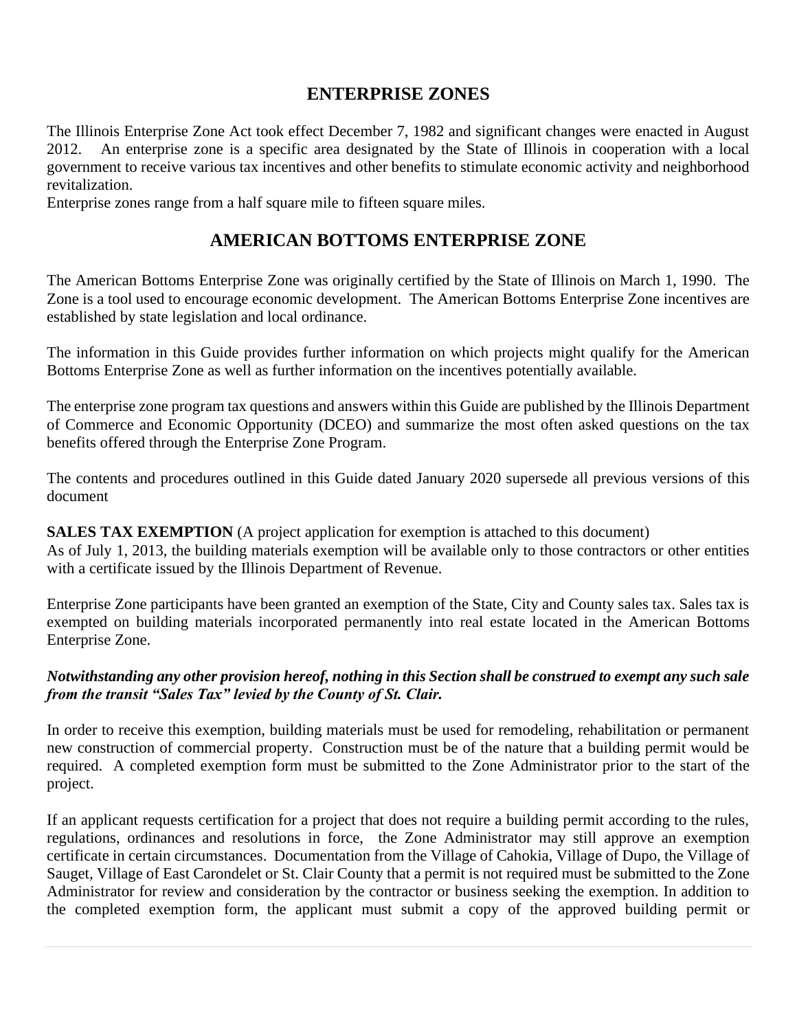## ENTERPRISE ZONES

The Illinois Enterprise Zone Act took effect December 7, 1982 and significant changes were enacted in August 2012. An enterprise zone is a specific area designated by the State of Illinois in cooperation with a local government to receive various tax incentives and other benefits to stimulate economic activity and neighborhood revitalization.
Enterprise zones range from a half square mile to fifteen square miles.

## AMERICAN BOTTOMS ENTERPRISE ZONE

The American Bottoms Enterprise Zone was originally certified by the State of Illinois on March 1, 1990. The Zone is a tool used to encourage economic development. The American Bottoms Enterprise Zone incentives are established by state legislation and local ordinance.

The information in this Guide provides further information on which projects might qualify for the American Bottoms Enterprise Zone as well as further information on the incentives potentially available.

The enterprise zone program tax questions and answers within this Guide are published by the Illinois Department of Commerce and Economic Opportunity (DCEO) and summarize the most often asked questions on the tax benefits offered through the Enterprise Zone Program.

The contents and procedures outlined in this Guide dated January 2020 supersede all previous versions of this document

**SALES TAX EXEMPTION** (A project application for exemption is attached to this document)
As of July 1, 2013, the building materials exemption will be available only to those contractors or other entities with a certificate issued by the Illinois Department of Revenue.

Enterprise Zone participants have been granted an exemption of the State, City and County sales tax. Sales tax is exempted on building materials incorporated permanently into real estate located in the American Bottoms Enterprise Zone.

***Notwithstanding any other provision hereof, nothing in this Section shall be construed to exempt any such sale from the transit "Sales Tax" levied by the County of St. Clair.***

In order to receive this exemption, building materials must be used for remodeling, rehabilitation or permanent new construction of commercial property. Construction must be of the nature that a building permit would be required. A completed exemption form must be submitted to the Zone Administrator prior to the start of the project.

If an applicant requests certification for a project that does not require a building permit according to the rules, regulations, ordinances and resolutions in force, the Zone Administrator may still approve an exemption certificate in certain circumstances. Documentation from the Village of Cahokia, Village of Dupo, the Village of Sauget, Village of East Carondelet or St. Clair County that a permit is not required must be submitted to the Zone Administrator for review and consideration by the contractor or business seeking the exemption. In addition to the completed exemption form, the applicant must submit a copy of the approved building permit or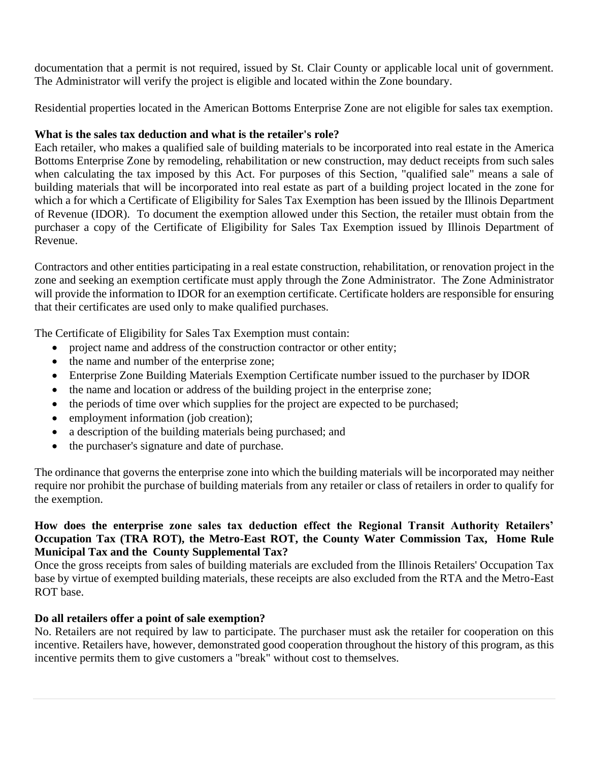documentation that a permit is not required, issued by St. Clair County or applicable local unit of government. The Administrator will verify the project is eligible and located within the Zone boundary.

Residential properties located in the American Bottoms Enterprise Zone are not eligible for sales tax exemption.

**What is the sales tax deduction and what is the retailer's role?**

Each retailer, who makes a qualified sale of building materials to be incorporated into real estate in the America Bottoms Enterprise Zone by remodeling, rehabilitation or new construction, may deduct receipts from such sales when calculating the tax imposed by this Act. For purposes of this Section, "qualified sale" means a sale of building materials that will be incorporated into real estate as part of a building project located in the zone for which a for which a Certificate of Eligibility for Sales Tax Exemption has been issued by the Illinois Department of Revenue (IDOR). To document the exemption allowed under this Section, the retailer must obtain from the purchaser a copy of the Certificate of Eligibility for Sales Tax Exemption issued by Illinois Department of Revenue.

Contractors and other entities participating in a real estate construction, rehabilitation, or renovation project in the zone and seeking an exemption certificate must apply through the Zone Administrator. The Zone Administrator will provide the information to IDOR for an exemption certificate. Certificate holders are responsible for ensuring that their certificates are used only to make qualified purchases.

The Certificate of Eligibility for Sales Tax Exemption must contain:

- project name and address of the construction contractor or other entity;
- the name and number of the enterprise zone;
- Enterprise Zone Building Materials Exemption Certificate number issued to the purchaser by IDOR
- the name and location or address of the building project in the enterprise zone;
- the periods of time over which supplies for the project are expected to be purchased;
- employment information (job creation);
- a description of the building materials being purchased; and
- the purchaser's signature and date of purchase.

The ordinance that governs the enterprise zone into which the building materials will be incorporated may neither require nor prohibit the purchase of building materials from any retailer or class of retailers in order to qualify for the exemption.

**How does the enterprise zone sales tax deduction effect the Regional Transit Authority Retailers' Occupation Tax (TRA ROT), the Metro-East ROT, the County Water Commission Tax, Home Rule Municipal Tax and the County Supplemental Tax?**

Once the gross receipts from sales of building materials are excluded from the Illinois Retailers' Occupation Tax base by virtue of exempted building materials, these receipts are also excluded from the RTA and the Metro-East ROT base.

**Do all retailers offer a point of sale exemption?**

No. Retailers are not required by law to participate. The purchaser must ask the retailer for cooperation on this incentive. Retailers have, however, demonstrated good cooperation throughout the history of this program, as this incentive permits them to give customers a "break" without cost to themselves.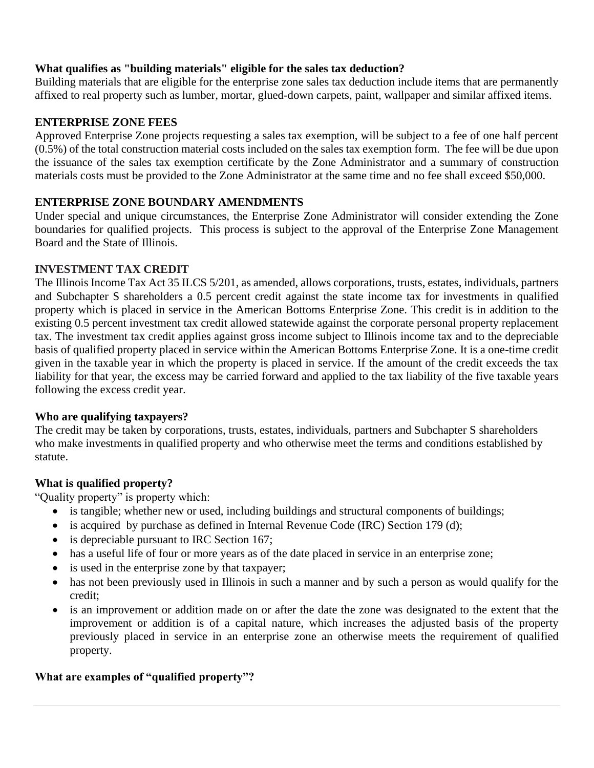**What qualifies as "building materials" eligible for the sales tax deduction?**

Building materials that are eligible for the enterprise zone sales tax deduction include items that are permanently affixed to real property such as lumber, mortar, glued-down carpets, paint, wallpaper and similar affixed items.

## ENTERPRISE ZONE FEES

Approved Enterprise Zone projects requesting a sales tax exemption, will be subject to a fee of one half percent (0.5%) of the total construction material costs included on the sales tax exemption form. The fee will be due upon the issuance of the sales tax exemption certificate by the Zone Administrator and a summary of construction materials costs must be provided to the Zone Administrator at the same time and no fee shall exceed $50,000.

## ENTERPRISE ZONE BOUNDARY AMENDMENTS

Under special and unique circumstances, the Enterprise Zone Administrator will consider extending the Zone boundaries for qualified projects. This process is subject to the approval of the Enterprise Zone Management Board and the State of Illinois.

## INVESTMENT TAX CREDIT

The Illinois Income Tax Act 35 ILCS 5/201, as amended, allows corporations, trusts, estates, individuals, partners and Subchapter S shareholders a 0.5 percent credit against the state income tax for investments in qualified property which is placed in service in the American Bottoms Enterprise Zone. This credit is in addition to the existing 0.5 percent investment tax credit allowed statewide against the corporate personal property replacement tax. The investment tax credit applies against gross income subject to Illinois income tax and to the depreciable basis of qualified property placed in service within the American Bottoms Enterprise Zone. It is a one-time credit given in the taxable year in which the property is placed in service. If the amount of the credit exceeds the tax liability for that year, the excess may be carried forward and applied to the tax liability of the five taxable years following the excess credit year.

**Who are qualifying taxpayers?**

The credit may be taken by corporations, trusts, estates, individuals, partners and Subchapter S shareholders who make investments in qualified property and who otherwise meet the terms and conditions established by statute.

**What is qualified property?**

"Quality property" is property which:

- is tangible; whether new or used, including buildings and structural components of buildings;
- is acquired by purchase as defined in Internal Revenue Code (IRC) Section 179 (d);
- is depreciable pursuant to IRC Section 167;
- has a useful life of four or more years as of the date placed in service in an enterprise zone;
- is used in the enterprise zone by that taxpayer;
- has not been previously used in Illinois in such a manner and by such a person as would qualify for the credit;
- is an improvement or addition made on or after the date the zone was designated to the extent that the improvement or addition is of a capital nature, which increases the adjusted basis of the property previously placed in service in an enterprise zone an otherwise meets the requirement of qualified property.

**What are examples of "qualified property"?**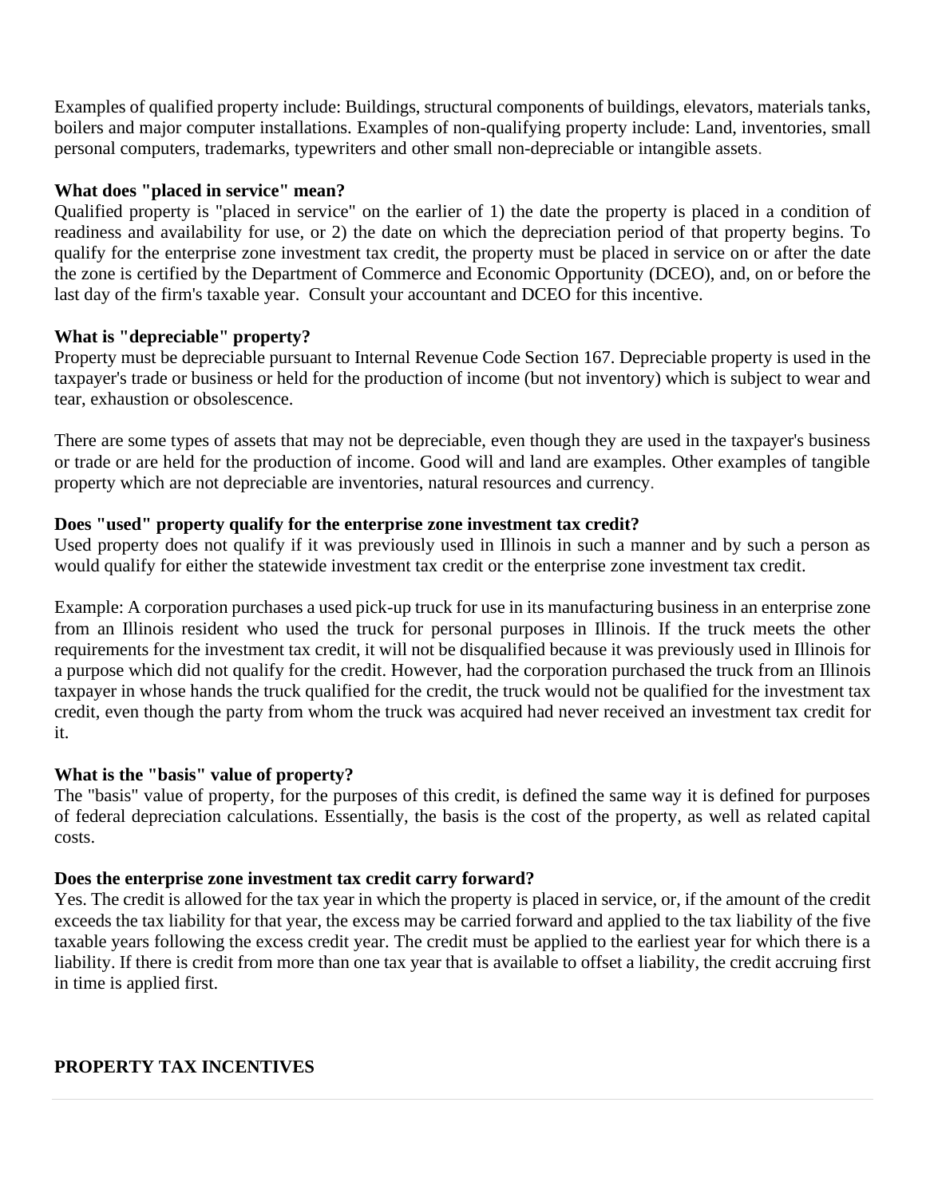Examples of qualified property include: Buildings, structural components of buildings, elevators, materials tanks, boilers and major computer installations. Examples of non-qualifying property include: Land, inventories, small personal computers, trademarks, typewriters and other small non-depreciable or intangible assets.

**What does "placed in service" mean?**

Qualified property is "placed in service" on the earlier of 1) the date the property is placed in a condition of readiness and availability for use, or 2) the date on which the depreciation period of that property begins. To qualify for the enterprise zone investment tax credit, the property must be placed in service on or after the date the zone is certified by the Department of Commerce and Economic Opportunity (DCEO), and, on or before the last day of the firm's taxable year. Consult your accountant and DCEO for this incentive.

**What is "depreciable" property?**

Property must be depreciable pursuant to Internal Revenue Code Section 167. Depreciable property is used in the taxpayer's trade or business or held for the production of income (but not inventory) which is subject to wear and tear, exhaustion or obsolescence.

There are some types of assets that may not be depreciable, even though they are used in the taxpayer's business or trade or are held for the production of income. Good will and land are examples. Other examples of tangible property which are not depreciable are inventories, natural resources and currency.

**Does "used" property qualify for the enterprise zone investment tax credit?**

Used property does not qualify if it was previously used in Illinois in such a manner and by such a person as would qualify for either the statewide investment tax credit or the enterprise zone investment tax credit.

Example: A corporation purchases a used pick-up truck for use in its manufacturing business in an enterprise zone from an Illinois resident who used the truck for personal purposes in Illinois. If the truck meets the other requirements for the investment tax credit, it will not be disqualified because it was previously used in Illinois for a purpose which did not qualify for the credit. However, had the corporation purchased the truck from an Illinois taxpayer in whose hands the truck qualified for the credit, the truck would not be qualified for the investment tax credit, even though the party from whom the truck was acquired had never received an investment tax credit for it.

**What is the "basis" value of property?**

The "basis" value of property, for the purposes of this credit, is defined the same way it is defined for purposes of federal depreciation calculations. Essentially, the basis is the cost of the property, as well as related capital costs.

**Does the enterprise zone investment tax credit carry forward?**

Yes. The credit is allowed for the tax year in which the property is placed in service, or, if the amount of the credit exceeds the tax liability for that year, the excess may be carried forward and applied to the tax liability of the five taxable years following the excess credit year. The credit must be applied to the earliest year for which there is a liability. If there is credit from more than one tax year that is available to offset a liability, the credit accruing first in time is applied first.

## PROPERTY TAX INCENTIVES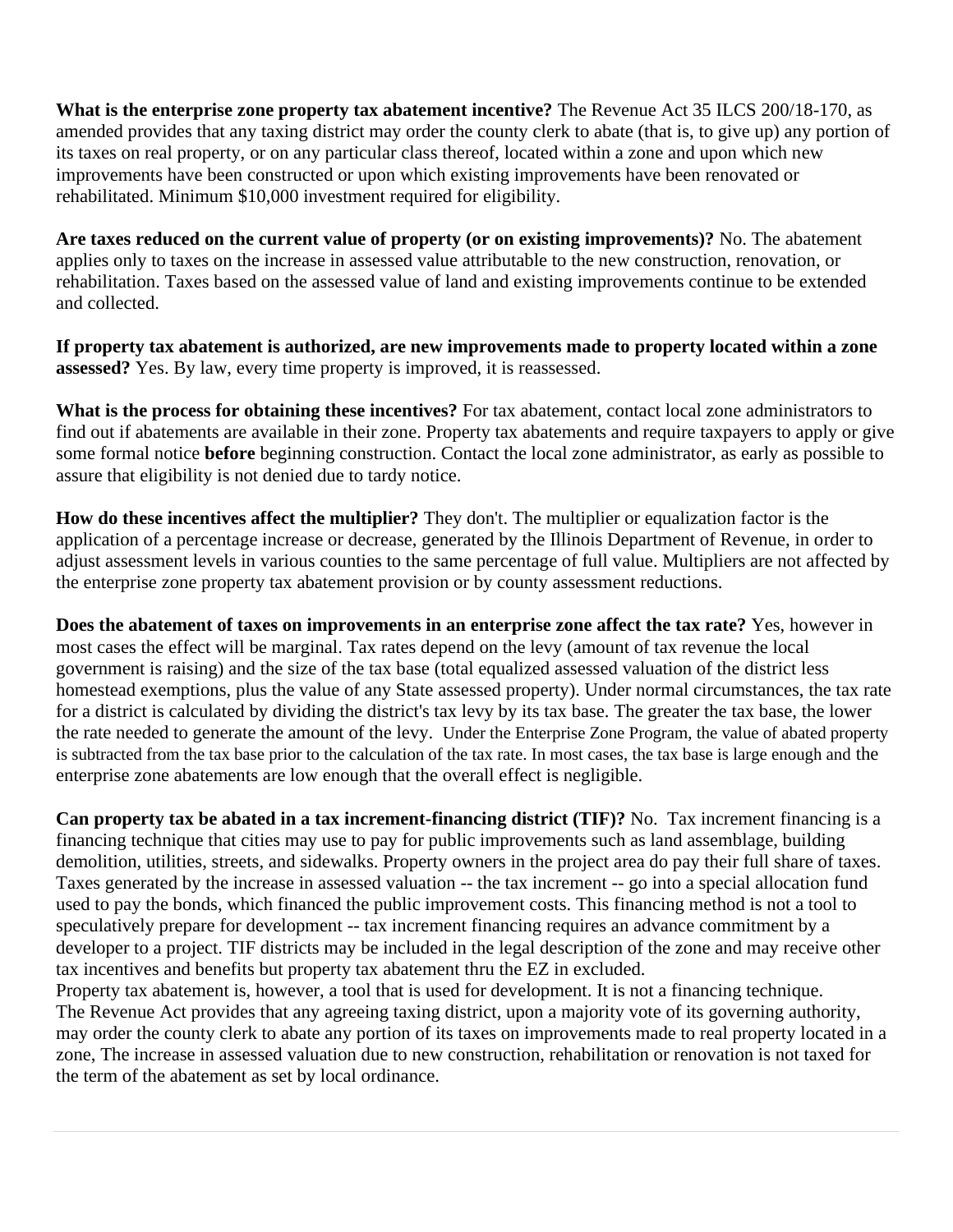**What is the enterprise zone property tax abatement incentive?** The Revenue Act 35 ILCS 200/18-170, as amended provides that any taxing district may order the county clerk to abate (that is, to give up) any portion of its taxes on real property, or on any particular class thereof, located within a zone and upon which new improvements have been constructed or upon which existing improvements have been renovated or rehabilitated. Minimum $10,000 investment required for eligibility.

**Are taxes reduced on the current value of property (or on existing improvements)?** No. The abatement applies only to taxes on the increase in assessed value attributable to the new construction, renovation, or rehabilitation. Taxes based on the assessed value of land and existing improvements continue to be extended and collected.

**If property tax abatement is authorized, are new improvements made to property located within a zone assessed?** Yes. By law, every time property is improved, it is reassessed.

**What is the process for obtaining these incentives?** For tax abatement, contact local zone administrators to find out if abatements are available in their zone. Property tax abatements and require taxpayers to apply or give some formal notice **before** beginning construction. Contact the local zone administrator, as early as possible to assure that eligibility is not denied due to tardy notice.

**How do these incentives affect the multiplier?** They don't. The multiplier or equalization factor is the application of a percentage increase or decrease, generated by the Illinois Department of Revenue, in order to adjust assessment levels in various counties to the same percentage of full value. Multipliers are not affected by the enterprise zone property tax abatement provision or by county assessment reductions.

**Does the abatement of taxes on improvements in an enterprise zone affect the tax rate?** Yes, however in most cases the effect will be marginal. Tax rates depend on the levy (amount of tax revenue the local government is raising) and the size of the tax base (total equalized assessed valuation of the district less homestead exemptions, plus the value of any State assessed property). Under normal circumstances, the tax rate for a district is calculated by dividing the district's tax levy by its tax base. The greater the tax base, the lower the rate needed to generate the amount of the levy. Under the Enterprise Zone Program, the value of abated property is subtracted from the tax base prior to the calculation of the tax rate. In most cases, the tax base is large enough and the enterprise zone abatements are low enough that the overall effect is negligible.

**Can property tax be abated in a tax increment-financing district (TIF)?** No. Tax increment financing is a financing technique that cities may use to pay for public improvements such as land assemblage, building demolition, utilities, streets, and sidewalks. Property owners in the project area do pay their full share of taxes. Taxes generated by the increase in assessed valuation -- the tax increment -- go into a special allocation fund used to pay the bonds, which financed the public improvement costs. This financing method is not a tool to speculatively prepare for development -- tax increment financing requires an advance commitment by a developer to a project. TIF districts may be included in the legal description of the zone and may receive other tax incentives and benefits but property tax abatement thru the EZ in excluded.
Property tax abatement is, however, a tool that is used for development. It is not a financing technique.
The Revenue Act provides that any agreeing taxing district, upon a majority vote of its governing authority, may order the county clerk to abate any portion of its taxes on improvements made to real property located in a zone, The increase in assessed valuation due to new construction, rehabilitation or renovation is not taxed for the term of the abatement as set by local ordinance.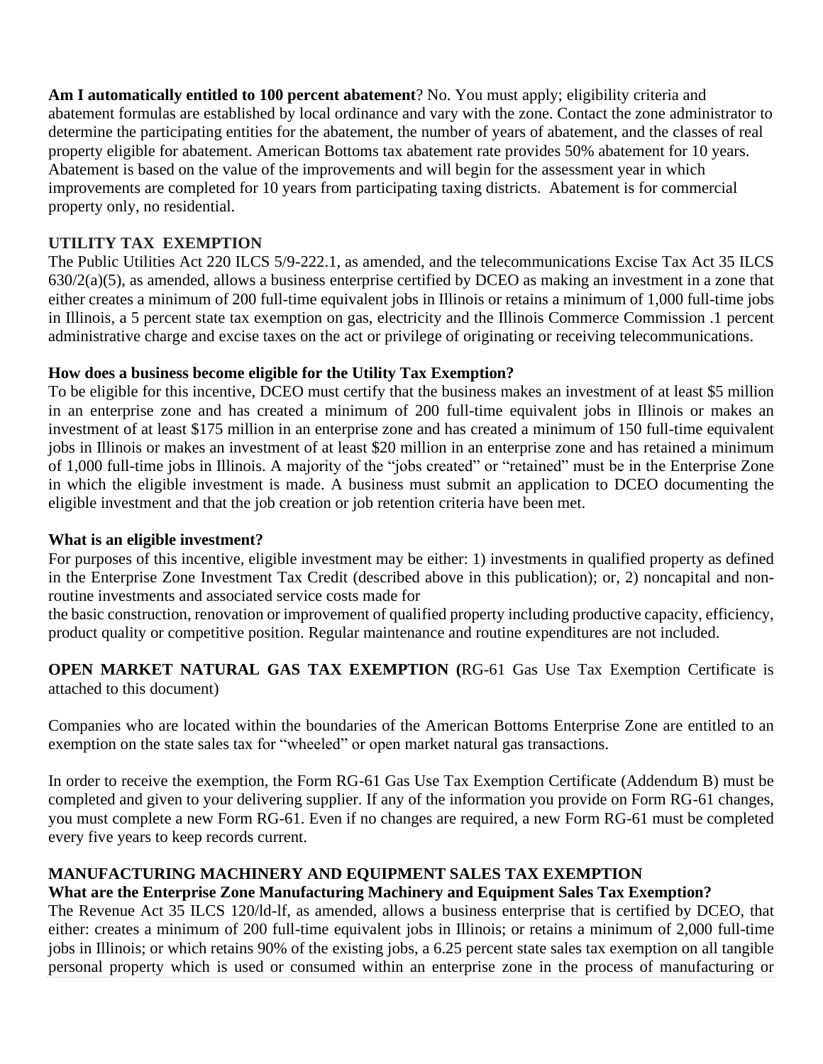**Am I automatically entitled to 100 percent abatement**? No. You must apply; eligibility criteria and abatement formulas are established by local ordinance and vary with the zone. Contact the zone administrator to determine the participating entities for the abatement, the number of years of abatement, and the classes of real property eligible for abatement. American Bottoms tax abatement rate provides 50% abatement for 10 years. Abatement is based on the value of the improvements and will begin for the assessment year in which improvements are completed for 10 years from participating taxing districts. Abatement is for commercial property only, no residential.

**UTILITY TAX EXEMPTION**

The Public Utilities Act 220 ILCS 5/9-222.1, as amended, and the telecommunications Excise Tax Act 35 ILCS 630/2(a)(5), as amended, allows a business enterprise certified by DCEO as making an investment in a zone that either creates a minimum of 200 full-time equivalent jobs in Illinois or retains a minimum of 1,000 full-time jobs in Illinois, a 5 percent state tax exemption on gas, electricity and the Illinois Commerce Commission .1 percent administrative charge and excise taxes on the act or privilege of originating or receiving telecommunications.

**How does a business become eligible for the Utility Tax Exemption?**

To be eligible for this incentive, DCEO must certify that the business makes an investment of at least $5 million in an enterprise zone and has created a minimum of 200 full-time equivalent jobs in Illinois or makes an investment of at least $175 million in an enterprise zone and has created a minimum of 150 full-time equivalent jobs in Illinois or makes an investment of at least $20 million in an enterprise zone and has retained a minimum of 1,000 full-time jobs in Illinois. A majority of the "jobs created" or "retained" must be in the Enterprise Zone in which the eligible investment is made. A business must submit an application to DCEO documenting the eligible investment and that the job creation or job retention criteria have been met.

**What is an eligible investment?**

For purposes of this incentive, eligible investment may be either: 1) investments in qualified property as defined in the Enterprise Zone Investment Tax Credit (described above in this publication); or, 2) noncapital and non-routine investments and associated service costs made for the basic construction, renovation or improvement of qualified property including productive capacity, efficiency, product quality or competitive position. Regular maintenance and routine expenditures are not included.

**OPEN MARKET NATURAL GAS TAX EXEMPTION (**RG-61 Gas Use Tax Exemption Certificate is attached to this document)

Companies who are located within the boundaries of the American Bottoms Enterprise Zone are entitled to an exemption on the state sales tax for "wheeled" or open market natural gas transactions.

In order to receive the exemption, the Form RG-61 Gas Use Tax Exemption Certificate (Addendum B) must be completed and given to your delivering supplier. If any of the information you provide on Form RG-61 changes, you must complete a new Form RG-61. Even if no changes are required, a new Form RG-61 must be completed every five years to keep records current.

**MANUFACTURING MACHINERY AND EQUIPMENT SALES TAX EXEMPTION**

**What are the Enterprise Zone Manufacturing Machinery and Equipment Sales Tax Exemption?**

The Revenue Act 35 ILCS 120/ld-lf, as amended, allows a business enterprise that is certified by DCEO, that either: creates a minimum of 200 full-time equivalent jobs in Illinois; or retains a minimum of 2,000 full-time jobs in Illinois; or which retains 90% of the existing jobs, a 6.25 percent state sales tax exemption on all tangible personal property which is used or consumed within an enterprise zone in the process of manufacturing or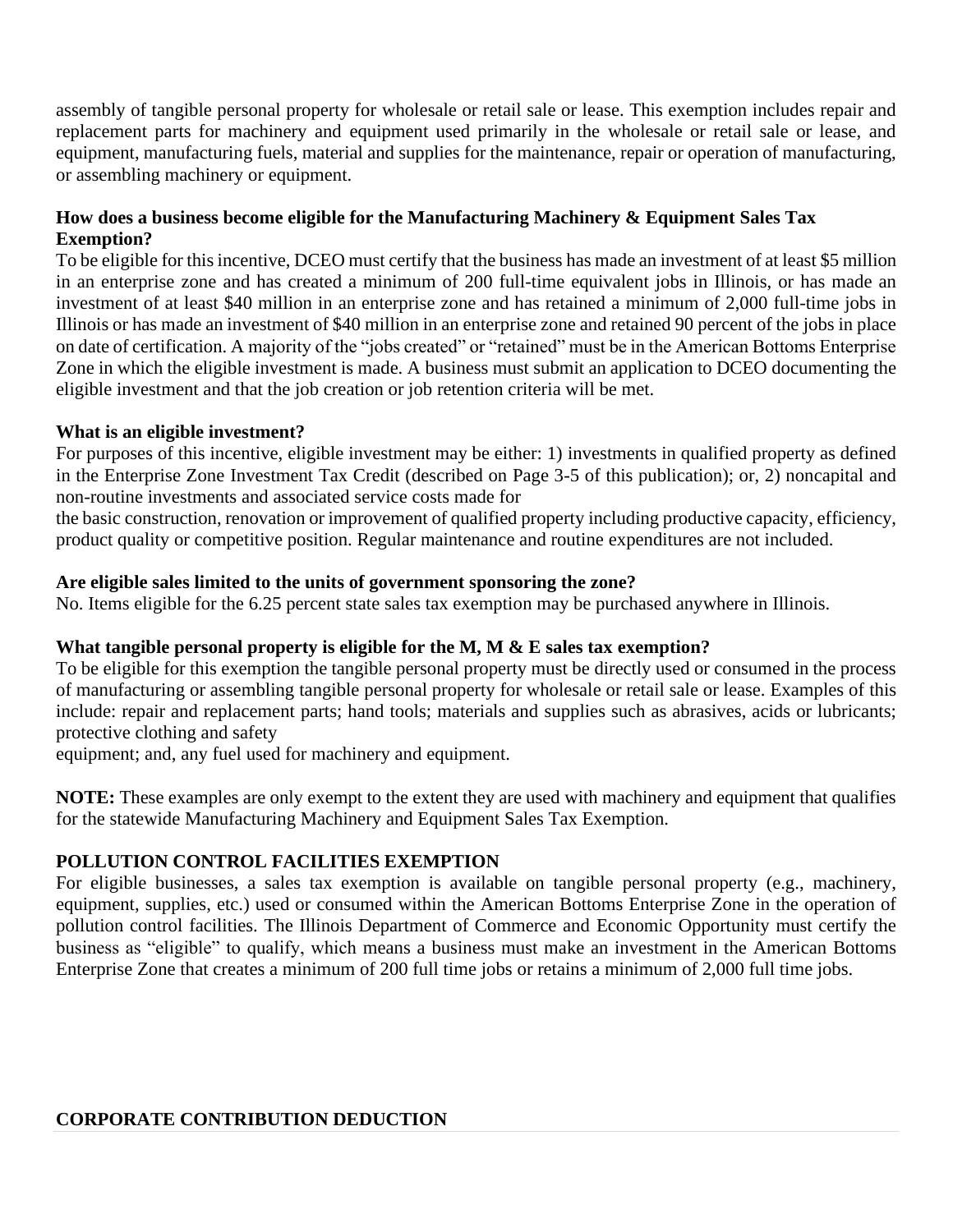assembly of tangible personal property for wholesale or retail sale or lease. This exemption includes repair and replacement parts for machinery and equipment used primarily in the wholesale or retail sale or lease, and equipment, manufacturing fuels, material and supplies for the maintenance, repair or operation of manufacturing, or assembling machinery or equipment.

**How does a business become eligible for the Manufacturing Machinery & Equipment Sales Tax Exemption?**

To be eligible for this incentive, DCEO must certify that the business has made an investment of at least $5 million in an enterprise zone and has created a minimum of 200 full-time equivalent jobs in Illinois, or has made an investment of at least $40 million in an enterprise zone and has retained a minimum of 2,000 full-time jobs in Illinois or has made an investment of $40 million in an enterprise zone and retained 90 percent of the jobs in place on date of certification. A majority of the "jobs created" or "retained" must be in the American Bottoms Enterprise Zone in which the eligible investment is made. A business must submit an application to DCEO documenting the eligible investment and that the job creation or job retention criteria will be met.

**What is an eligible investment?**

For purposes of this incentive, eligible investment may be either: 1) investments in qualified property as defined in the Enterprise Zone Investment Tax Credit (described on Page 3-5 of this publication); or, 2) noncapital and non-routine investments and associated service costs made for the basic construction, renovation or improvement of qualified property including productive capacity, efficiency, product quality or competitive position. Regular maintenance and routine expenditures are not included.

**Are eligible sales limited to the units of government sponsoring the zone?**

No. Items eligible for the 6.25 percent state sales tax exemption may be purchased anywhere in Illinois.

**What tangible personal property is eligible for the M, M & E sales tax exemption?**

To be eligible for this exemption the tangible personal property must be directly used or consumed in the process of manufacturing or assembling tangible personal property for wholesale or retail sale or lease. Examples of this include: repair and replacement parts; hand tools; materials and supplies such as abrasives, acids or lubricants; protective clothing and safety equipment; and, any fuel used for machinery and equipment.

**NOTE:** These examples are only exempt to the extent they are used with machinery and equipment that qualifies for the statewide Manufacturing Machinery and Equipment Sales Tax Exemption.

**POLLUTION CONTROL FACILITIES EXEMPTION**

For eligible businesses, a sales tax exemption is available on tangible personal property (e.g., machinery, equipment, supplies, etc.) used or consumed within the American Bottoms Enterprise Zone in the operation of pollution control facilities. The Illinois Department of Commerce and Economic Opportunity must certify the business as "eligible" to qualify, which means a business must make an investment in the American Bottoms Enterprise Zone that creates a minimum of 200 full time jobs or retains a minimum of 2,000 full time jobs.

**CORPORATE CONTRIBUTION DEDUCTION**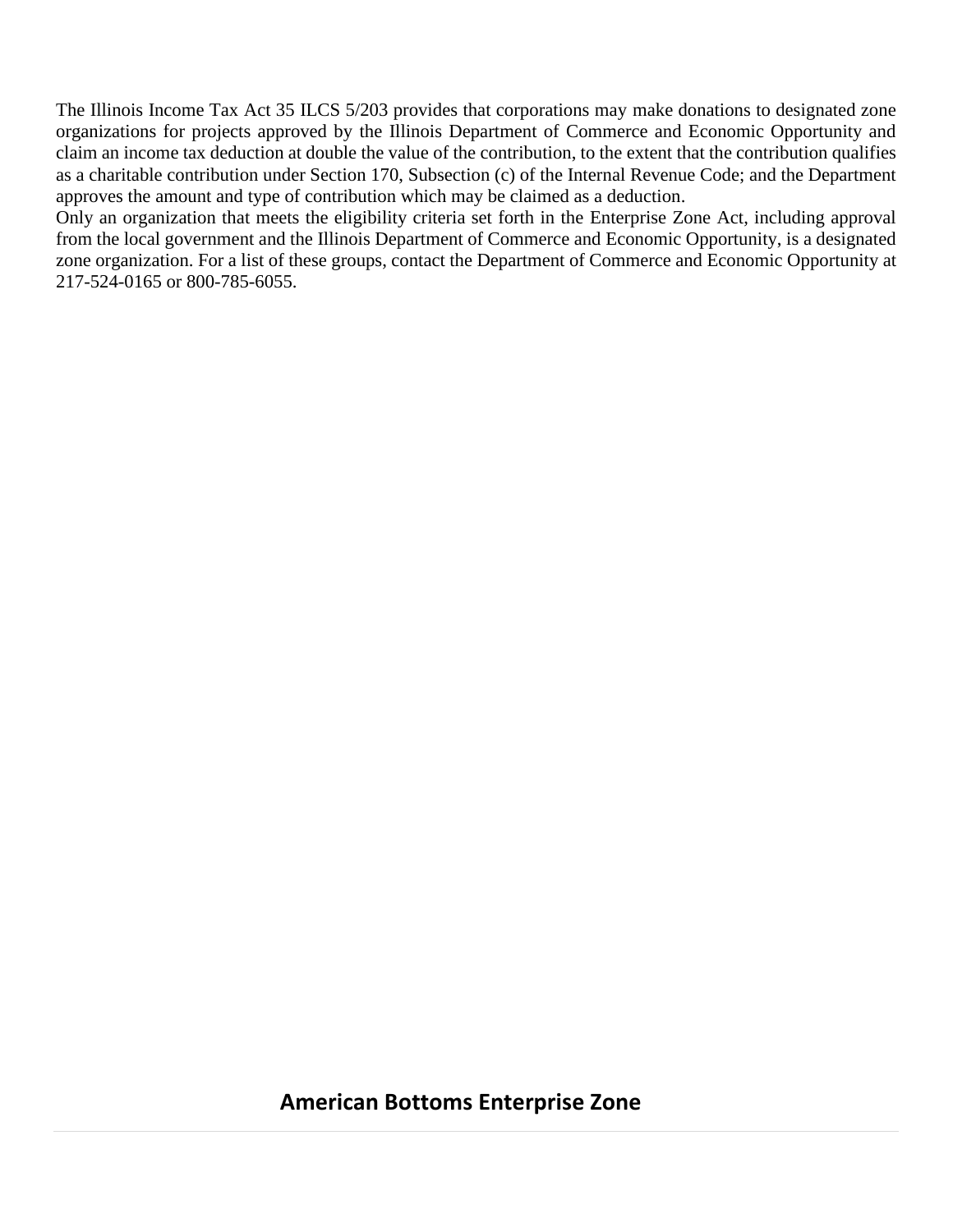The Illinois Income Tax Act 35 ILCS 5/203 provides that corporations may make donations to designated zone organizations for projects approved by the Illinois Department of Commerce and Economic Opportunity and claim an income tax deduction at double the value of the contribution, to the extent that the contribution qualifies as a charitable contribution under Section 170, Subsection (c) of the Internal Revenue Code; and the Department approves the amount and type of contribution which may be claimed as a deduction.

Only an organization that meets the eligibility criteria set forth in the Enterprise Zone Act, including approval from the local government and the Illinois Department of Commerce and Economic Opportunity, is a designated zone organization. For a list of these groups, contact the Department of Commerce and Economic Opportunity at 217-524-0165 or 800-785-6055.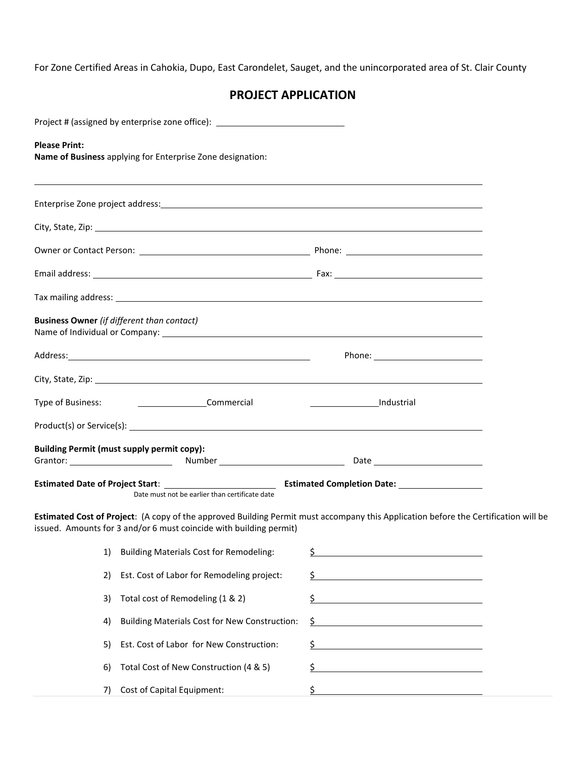For Zone Certified Areas in Cahokia, Dupo, East Carondelet, Sauget, and the unincorporated area of St. Clair County

# PROJECT APPLICATION

Project # (assigned by enterprise zone office): ____________________

**Please Print:**
**Name of Business** applying for Enterprise Zone designation:

______________________________________________________________

Enterprise Zone project address: ______________________________________________

City, State, Zip: ______________________________________________

Owner or Contact Person: ______________________ Phone: ______________________

Email address: ______________________ Fax: ______________________

Tax mailing address: ______________________________________________

**Business Owner** *(if different than contact)*
Name of Individual or Company: ______________________________________________

Address: ______________________ Phone: ______________________

City, State, Zip: ______________________________________________

Type of Business: ____________Commercial ____________Industrial

Product(s) or Service(s): ______________________________________________

**Building Permit (must supply permit copy):**
Grantor: ______________ Number ______________ Date ______________

**Estimated Date of Project Start**: ______________ **Estimated Completion Date:** ______________
Date must not be earlier than certificate date

**Estimated Cost of Project**: (A copy of the approved Building Permit must accompany this Application before the Certification will be issued. Amounts for 3 and/or 6 must coincide with building permit)

1) Building Materials Cost for Remodeling: $ ______________

2) Est. Cost of Labor for Remodeling project: $ ______________

3) Total cost of Remodeling (1 & 2) $ ______________

4) Building Materials Cost for New Construction: $ ______________

5) Est. Cost of Labor for New Construction: $ ______________

6) Total Cost of New Construction (4 & 5) $ ______________

7) Cost of Capital Equipment: $ ______________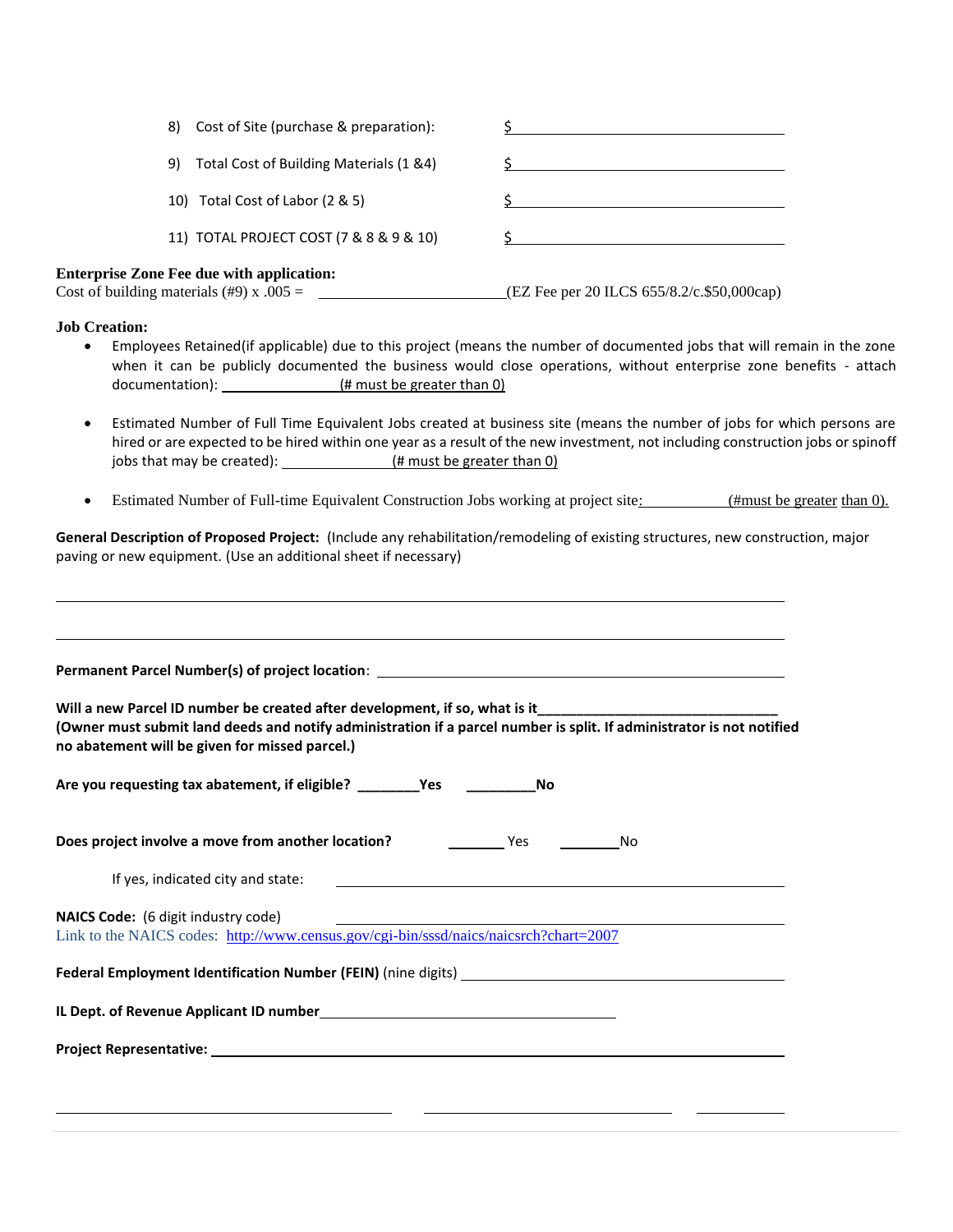8) Cost of Site (purchase & preparation): $ ____________________

9) Total Cost of Building Materials (1 &4) $ ____________________

10) Total Cost of Labor (2 & 5) $ ____________________

11) TOTAL PROJECT COST (7 & 8 & 9 & 10) $ ____________________

**Enterprise Zone Fee due with application:**
Cost of building materials (#9) x .005 = ____________________(EZ Fee per 20 ILCS 655/8.2/c.$50,000cap)

**Job Creation:**

- Employees Retained(if applicable) due to this project (means the number of documented jobs that will remain in the zone when it can be publicly documented the business would close operations, without enterprise zone benefits - attach documentation): ______________(# must be greater than 0)
- Estimated Number of Full Time Equivalent Jobs created at business site (means the number of jobs for which persons are hired or are expected to be hired within one year as a result of the new investment, not including construction jobs or spinoff jobs that may be created): ______________(# must be greater than 0)
- Estimated Number of Full-time Equivalent Construction Jobs working at project site:__________(#must be greater than 0).

**General Description of Proposed Project:** (Include any rehabilitation/remodeling of existing structures, new construction, major paving or new equipment. (Use an additional sheet if necessary)

________________________________________________________________________________

________________________________________________________________________________

**Permanent Parcel Number(s) of project location**: ____________________________________________

**Will a new Parcel ID number be created after development, if so, what is it________________________________**
**(Owner must submit land deeds and notify administration if a parcel number is split. If administrator is not notified no abatement will be given for missed parcel.)**

**Are you requesting tax abatement, if eligible? ________Yes _________No**

**Does project involve a move from another location?** _______ Yes ________No

If yes, indicated city and state: ____________________________________________

**NAICS Code:** (6 digit industry code) ____________________________________________
Link to the NAICS codes: http://www.census.gov/cgi-bin/sssd/naics/naicsrch?chart=2007

**Federal Employment Identification Number (FEIN)** (nine digits) ________________________________

**IL Dept. of Revenue Applicant ID number**________________________________

**Project Representative:** ____________________________________________________________

________________________________ ________________________________ __________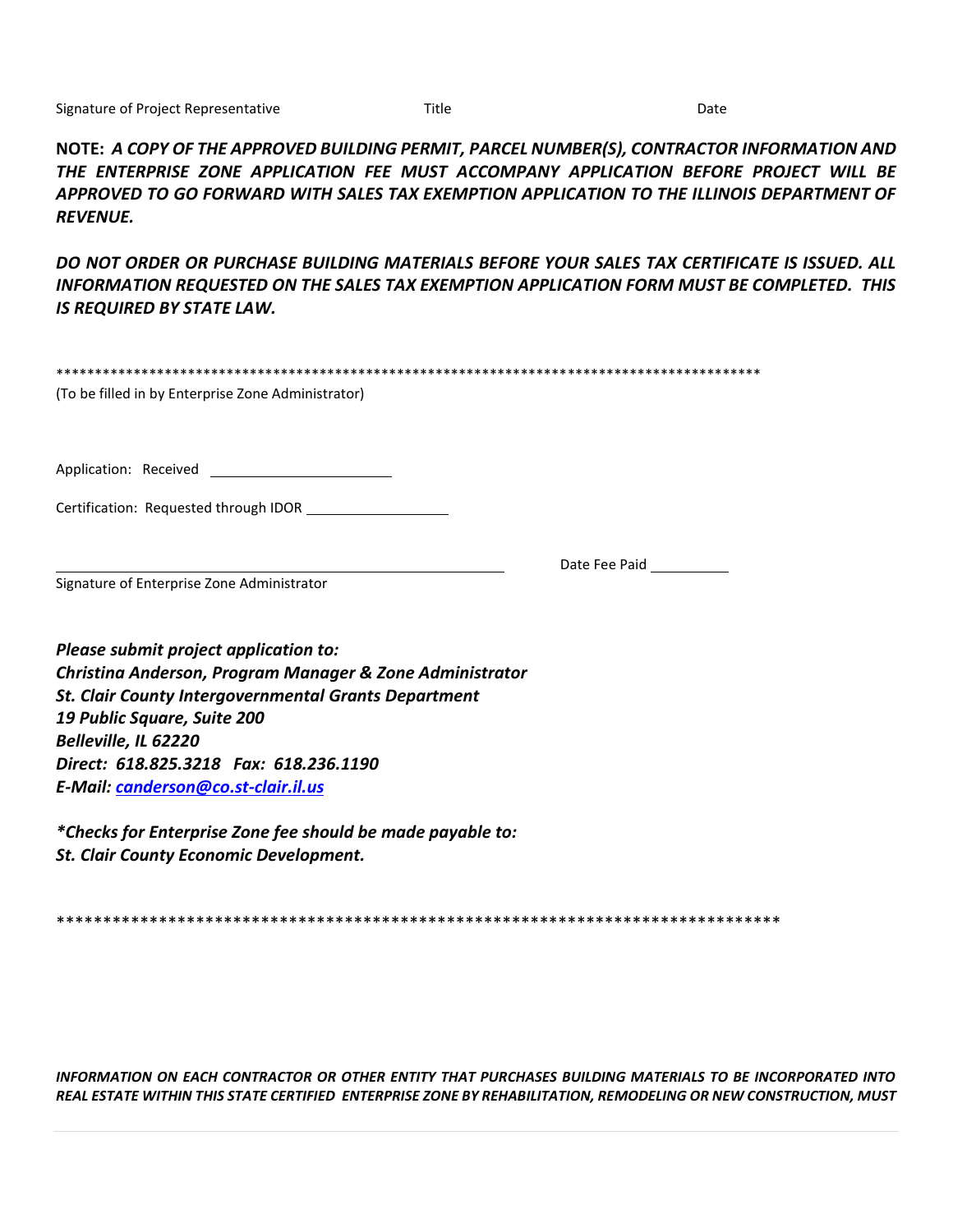Signature of Project Representative Title Date

**NOTE:** ***A COPY OF THE APPROVED BUILDING PERMIT, PARCEL NUMBER(S), CONTRACTOR INFORMATION AND THE ENTERPRISE ZONE APPLICATION FEE MUST ACCOMPANY APPLICATION BEFORE PROJECT WILL BE APPROVED TO GO FORWARD WITH SALES TAX EXEMPTION APPLICATION TO THE ILLINOIS DEPARTMENT OF REVENUE.***

***DO NOT ORDER OR PURCHASE BUILDING MATERIALS BEFORE YOUR SALES TAX CERTIFICATE IS ISSUED. ALL INFORMATION REQUESTED ON THE SALES TAX EXEMPTION APPLICATION FORM MUST BE COMPLETED. THIS IS REQUIRED BY STATE LAW.***

*******************************************************************************************

(To be filled in by Enterprise Zone Administrator)

Application: Received ______________________

Certification: Requested through IDOR __________________

_______________________________________________________ Date Fee Paid __________

Signature of Enterprise Zone Administrator

***Please submit project application to:***
***Christina Anderson, Program Manager & Zone Administrator***
***St. Clair County Intergovernmental Grants Department***
***19 Public Square, Suite 200***
***Belleville, IL 62220***
***Direct: 618.825.3218 Fax: 618.236.1190***
***E-Mail: canderson@co.st-clair.il.us***

****Checks for Enterprise Zone fee should be made payable to:***
***St. Clair County Economic Development.***

*******************************************************************************

***INFORMATION ON EACH CONTRACTOR OR OTHER ENTITY THAT PURCHASES BUILDING MATERIALS TO BE INCORPORATED INTO REAL ESTATE WITHIN THIS STATE CERTIFIED ENTERPRISE ZONE BY REHABILITATION, REMODELING OR NEW CONSTRUCTION, MUST***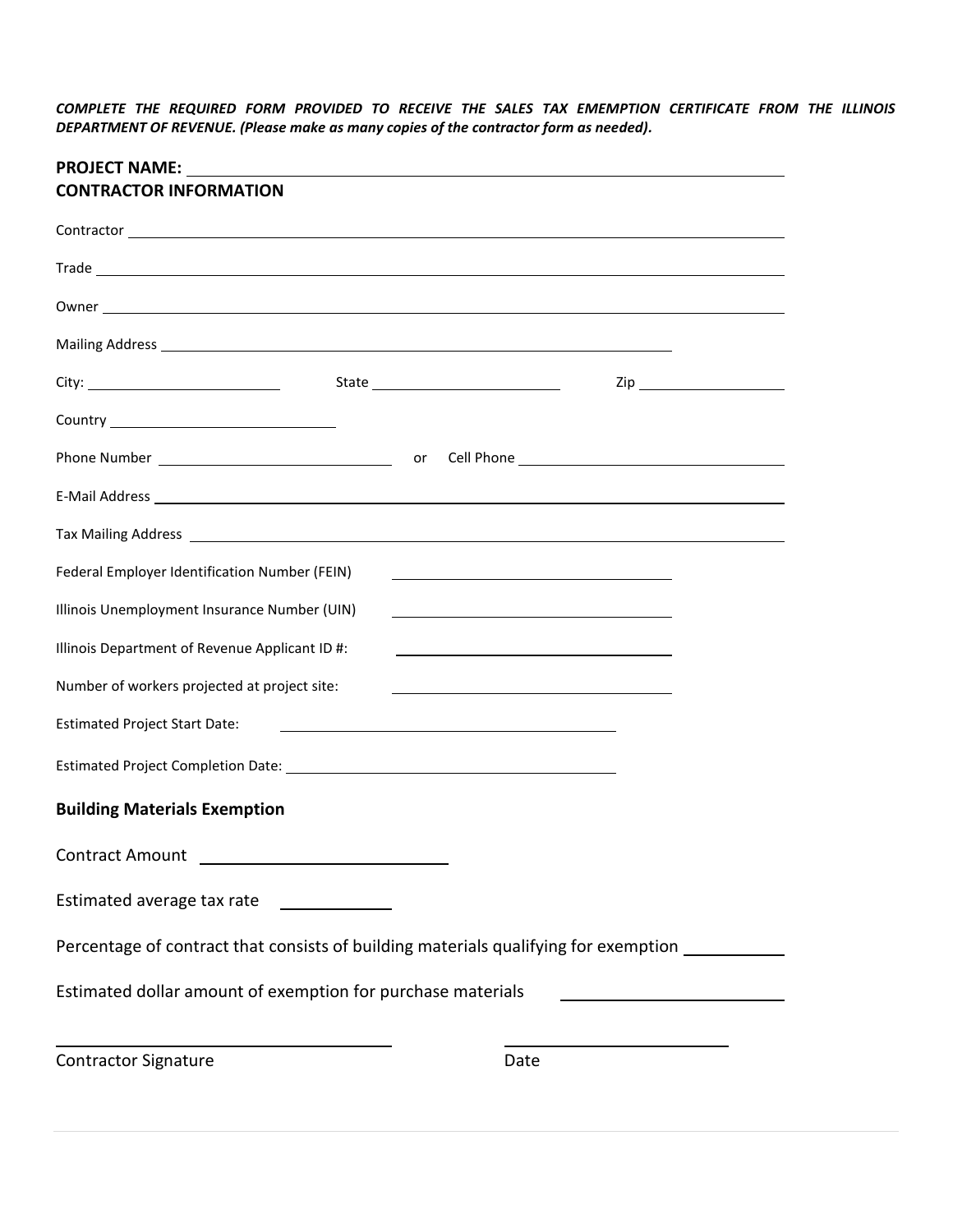***COMPLETE THE REQUIRED FORM PROVIDED TO RECEIVE THE SALES TAX EMEMPTION CERTIFICATE FROM THE ILLINOIS DEPARTMENT OF REVENUE. (Please make as many copies of the contractor form as needed).***

**PROJECT NAME:** ______________________________________________

**CONTRACTOR INFORMATION**

Contractor ______________________________________________

Trade ______________________________________________

Owner ______________________________________________

Mailing Address ______________________________________________

City: ____________________ State ____________________ Zip ____________________

Country ____________________

Phone Number ____________________ or Cell Phone ____________________

E-Mail Address ______________________________________________

Tax Mailing Address ______________________________________________

Federal Employer Identification Number (FEIN) ____________________

Illinois Unemployment Insurance Number (UIN) ____________________

Illinois Department of Revenue Applicant ID #: ____________________

Number of workers projected at project site: ____________________

Estimated Project Start Date: ____________________

Estimated Project Completion Date: ____________________

**Building Materials Exemption**

Contract Amount ____________________

Estimated average tax rate ____________

Percentage of contract that consists of building materials qualifying for exemption ____________

Estimated dollar amount of exemption for purchase materials ____________________

____________________ ____________________

Contractor Signature Date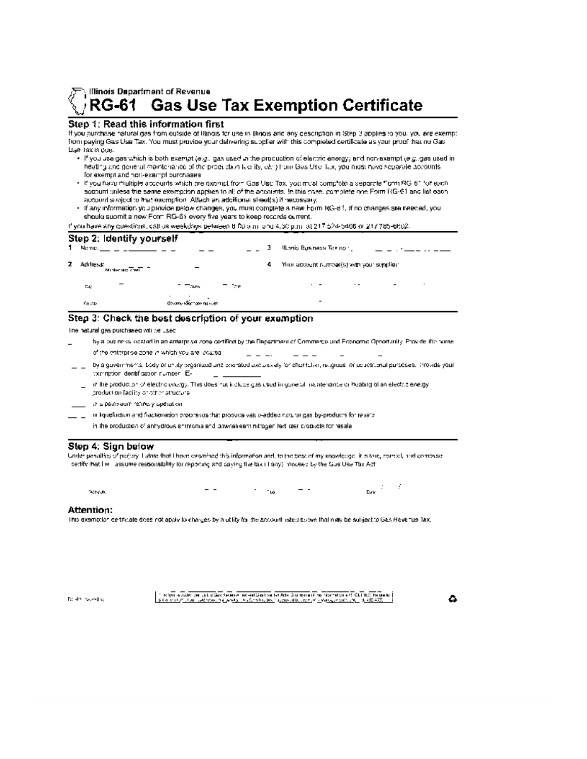Illinois Department of Revenue

# RG-61 Gas Use Tax Exemption Certificate

## Step 1: Read this information first

If you purchase natural gas from outside of Illinois for use in Illinois and any description in Step 3 applies to you, you are exempt from paying Gas Use Tax. You must provide your delivering supplier with this completed certificate as your proof that no Gas Use Tax is due.

- If you use gas which is both exempt (e.g., gas used in the production of electric energy) and non-exempt (e.g., gas used in heating and general maintenance of the production facility, etc.) from Gas Use Tax, you must have separate accounts for exempt and non-exempt purchases.
- If you have multiple accounts which are exempt from Gas Use Tax, you must complete a separate Form RG-61 for each account unless the same exemption applies to all of the accounts. In this case, complete one Form RG-61 and list each account subject to that exemption. Attach an additional sheet(s) if necessary.
- If any information you provide below changes, you must complete a new Form RG-61. If no changes are needed, you should submit a new Form RG-61 every five years to keep records current.

If you have any questions, call us weekdays between 8:00 a.m. and 4:30 p.m. at 217 524-5406 or 217 785-6602.

## Step 2: Identify yourself

1 Name: ______________________

2 Address: ______________________
Number and street

City ______ State ______ ZIP ______

County ______ Daytime phone number ______

3 Illinois Business Tax no.: ______________________

4 Your account number(s) with your supplier: ______________________

## Step 3: Check the best description of your exemption

The natural gas purchased will be used

___ by a business located in an enterprise zone certified by the Department of Commerce and Economic Opportunity. Provide the name of the enterprise zone in which you are located. ______________________

___ by a governmental body or entity organized and operated exclusively for charitable, religious, or educational purposes. Provide your exemption identification number. E- ______________________

___ in the production of electric energy. This does not include gas used in general maintenance or heating of an electric energy production facility or other structure.

___ in a petroleum refinery operation.

___ in liquefaction and fractionation processes that produce value-added natural gas by-products for resale.

___ in the production of anhydrous ammonia and downstream nitrogen fertilizer products for resale.

## Step 4: Sign below

Under penalties of perjury, I state that I have examined this information and, to the best of my knowledge, it is true, correct, and complete. I certify that I will assume responsibility for reporting and paying the tax (if any) imposed by the Gas Use Tax Act.

Signature ______________________ Title ______________________ Date ___/___/___

## Attention:

This exemption certificate does not apply to charges by a utility for the account listed above that may be subject to Gas Revenue Tax.

RG-61 (R-xx/xx)